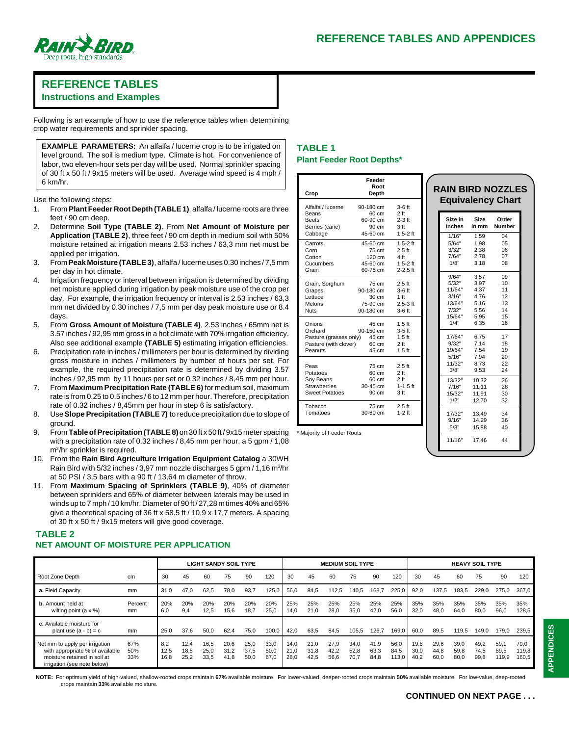# REFERENCE TABLES AND APPENDICES

## REFERENCE TABLES

### Instructions and Examples

Following is an example of how to use the reference tables when determining crop water requirements and sprinkler spacing.

**EXAMPLE PARAMETERS:** An alfalfa / lucerne crop is to be irrigated on level ground. The soil is medium type. Climate is hot. For convenience of labor, two eleven-hour sets per day will be used. Normal sprinkler spacing of 30 ft x 50 ft / 9x15 meters will be used. Average wind speed is 4 mph / 6 km/hr.

Use the following steps:

1. From **Plant Feeder Root Depth (TABLE 1)**, alfalfa / lucerne roots are three feet / 90 cm deep.
2. Determine **Soil Type (TABLE 2)**. From **Net Amount of Moisture per Application (TABLE 2)**, three feet / 90 cm depth in medium soil with 50% moisture retained at irrigation means 2.53 inches / 63,3 mm net must be applied per irrigation.
3. From **Peak Moisture (TABLE 3)**, alfalfa / lucerne uses 0.30 inches / 7,5 mm per day in hot climate.
4. Irrigation frequency or interval between irrigation is determined by dividing net moisture applied during irrigation by peak moisture use of the crop per day. For example, the irrigation frequency or interval is 2.53 inches / 63,3 mm net divided by 0.30 inches / 7,5 mm per day peak moisture use or 8.4 days.
5. From **Gross Amount of Moisture (TABLE 4)**, 2.53 inches / 65mm net is 3.57 inches / 92,95 mm gross in a hot climate with 70% irrigation efficiency. Also see additional example **(TABLE 5)** estimating irrigation efficiencies.
6. Precipitation rate in inches / millimeters per hour is determined by dividing gross moisture in inches / millimeters by number of hours per set. For example, the required precipitation rate is determined by dividing 3.57 inches / 92,95 mm by 11 hours per set or 0.32 inches / 8,45 mm per hour.
7. From **Maximum Precipitation Rate (TABLE 6)** for medium soil, maximum rate is from 0.25 to 0.5 inches / 6 to 12 mm per hour. Therefore, precipitation rate of 0.32 inches / 8,45mm per hour in step 6 is satisfactory.
8. Use **Slope Precipitation (TABLE 7)** to reduce precipitation due to slope of ground.
9. From **Table of Precipitation (TABLE 8)** on 30 ft x 50 ft / 9x15 meter spacing with a precipitation rate of 0.32 inches / 8,45 mm per hour, a 5 gpm / 1,08 $m^3$/hr sprinkler is required.
10. From the **Rain Bird Agriculture Irrigation Equipment Catalog** a 30WH Rain Bird with 5/32 inches / 3,97 mm nozzle discharges 5 gpm / 1,16 $m^3$/hr at 50 PSI / 3,5 bars with a 90 ft / 13,64 m diameter of throw.
11. From **Maximum Spacing of Sprinklers (TABLE 9)**, 40% of diameter between sprinklers and 65% of diameter between laterals may be used in winds up to 7 mph / 10 km/hr. Diameter of 90 ft / 27,28 m times 40% and 65% give a theoretical spacing of 36 ft x 58.5 ft / 10,9 x 17,7 meters. A spacing of 30 ft x 50 ft / 9x15 meters will give good coverage.

## TABLE 1
### Plant Feeder Root Depths*

| Crop | Feeder Root Depth | |
|---|---|---|
| Alfalfa / lucerne | 90-180 cm | 3-6 ft |
| Beans | 60 cm | 2 ft |
| Beets | 60-90 cm | 2-3 ft |
| Berries (cane) | 90 cm | 3 ft |
| Cabbage | 45-60 cm | 1.5-2 ft |
| Carrots | 45-60 cm | 1.5-2 ft |
| Corn | 75 cm | 2.5 ft |
| Cotton | 120 cm | 4 ft |
| Cucumbers | 45-60 cm | 1.5-2 ft |
| Grain | 60-75 cm | 2-2.5 ft |
| Grain, Sorghum | 75 cm | 2.5 ft |
| Grapes | 90-180 cm | 3-6 ft |
| Lettuce | 30 cm | 1 ft |
| Melons | 75-90 cm | 2.5-3 ft |
| Nuts | 90-180 cm | 3-6 ft |
| Onions | 45 cm | 1.5 ft |
| Orchard | 90-150 cm | 3-5 ft |
| Pasture (grasses only) | 45 cm | 1.5 ft |
| Pasture (with clover) | 60 cm | 2 ft |
| Peanuts | 45 cm | 1.5 ft |
| Peas | 75 cm | 2.5 ft |
| Potatoes | 60 cm | 2 ft |
| Soy Beans | 60 cm | 2 ft |
| Strawberries | 30-45 cm | 1-1.5 ft |
| Sweet Potatoes | 90 cm | 3 ft |
| Tobacco | 75 cm | 2.5 ft |
| Tomatoes | 30-60 cm | 1-2 ft |

\* Majority of Feeder Roots

## RAIN BIRD NOZZLES Equivalency Chart

| Size in Inches | Size in mm | Order Number |
|---|---|---|
| 1/16" | 1,59 | 04 |
| 5/64" | 1,98 | 05 |
| 3/32" | 2,38 | 06 |
| 7/64" | 2,78 | 07 |
| 1/8" | 3,18 | 08 |
| 9/64" | 3,57 | 09 |
| 5/32" | 3,97 | 10 |
| 11/64" | 4,37 | 11 |
| 3/16" | 4,76 | 12 |
| 13/64" | 5,16 | 13 |
| 7/32" | 5,56 | 14 |
| 15/64" | 5,95 | 15 |
| 1/4" | 6,35 | 16 |
| 17/64" | 6,75 | 17 |
| 9/32" | 7,14 | 18 |
| 19/64" | 7,54 | 19 |
| 5/16" | 7,94 | 20 |
| 11/32" | 8,73 | 22 |
| 3/8" | 9,53 | 24 |
| 13/32" | 10,32 | 26 |
| 7/16" | 11,11 | 28 |
| 15/32" | 11,91 | 30 |
| 1/2" | 12,70 | 32 |
| 17/32" | 13,49 | 34 |
| 9/16" | 14,29 | 36 |
| 5/8" | 15,88 | 40 |
| 11/16" | 17,46 | 44 |

## TABLE 2
### NET AMOUNT OF MOISTURE PER APPLICATION

| | | LIGHT SANDY SOIL TYPE | | | | | | MEDIUM SOIL TYPE | | | | | | HEAVY SOIL TYPE | | | | | |
|---|---|---|---|---|---|---|---|---|---|---|---|---|---|---|---|---|---|---|---|
| Root Zone Depth | cm | 30 | 45 | 60 | 75 | 90 | 120 | 30 | 45 | 60 | 75 | 90 | 120 | 30 | 45 | 60 | 75 | 90 | 120 |
| **a.** Field Capacity | mm | 31,0 | 47,0 | 62,5 | 78,0 | 93,7 | 125,0 | 56,0 | 84,5 | 112,5 | 140,5 | 168,7 | 225,0 | 92,0 | 137,5 | 183,5 | 229,0 | 275,0 | 367,0 |
| **b.** Amount held at wilting point (a x %) | Percent<br>mm | 20%<br>6,0 | 20%<br>9,4 | 20%<br>12,5 | 20%<br>15,6 | 20%<br>18,7 | 20%<br>25,0 | 25%<br>14,0 | 25%<br>21,0 | 25%<br>28,0 | 25%<br>35,0 | 25%<br>42,0 | 25%<br>56,0 | 35%<br>32,0 | 35%<br>48,0 | 35%<br>64,0 | 35%<br>80,0 | 35%<br>96,0 | 35%<br>128,5 |
| **c.** Available moisture for plant use (a - b) = c | mm | 25,0 | 37,6 | 50,0 | 62,4 | 75,0 | 100,0 | 42,0 | 63,5 | 84,5 | 105,5 | 126,7 | 169,0 | 60,0 | 89,5 | 119,5 | 149,0 | 179,0 | 239,5 |
| Net mm to apply per irrigation with appropriate % of available moisture retained in soil at irrigation (see note below) | 67%<br>50%<br>33% | 8,2<br>12,5<br>16,8 | 12,4<br>18,8<br>25,2 | 16,5<br>25,0<br>33,5 | 20,6<br>31,2<br>41,8 | 25,0<br>37,5<br>50,0 | 33,0<br>50,0<br>67,0 | 14,0<br>21,0<br>28,0 | 21,0<br>31,8<br>42,5 | 27,9<br>42,2<br>56,6 | 34,0<br>52,8<br>70,7 | 41,9<br>63,3<br>84,8 | 56,0<br>84,5<br>113,0 | 19,8<br>30,0<br>40,2 | 29,6<br>44,8<br>60,0 | 39,0<br>59,8<br>80,0 | 49,2<br>74,5<br>99,8 | 59,1<br>89,5<br>119,9 | 79,0<br>119,8<br>160,5 |

**NOTE:** For optimum yield of high-valued, shallow-rooted crops maintain **67%** available moisture. For lower-valued, deeper-rooted crops maintain **50%** available moisture. For low-value, deep-rooted crops maintain **33%** available moisture.

**CONTINUED ON NEXT PAGE . . .**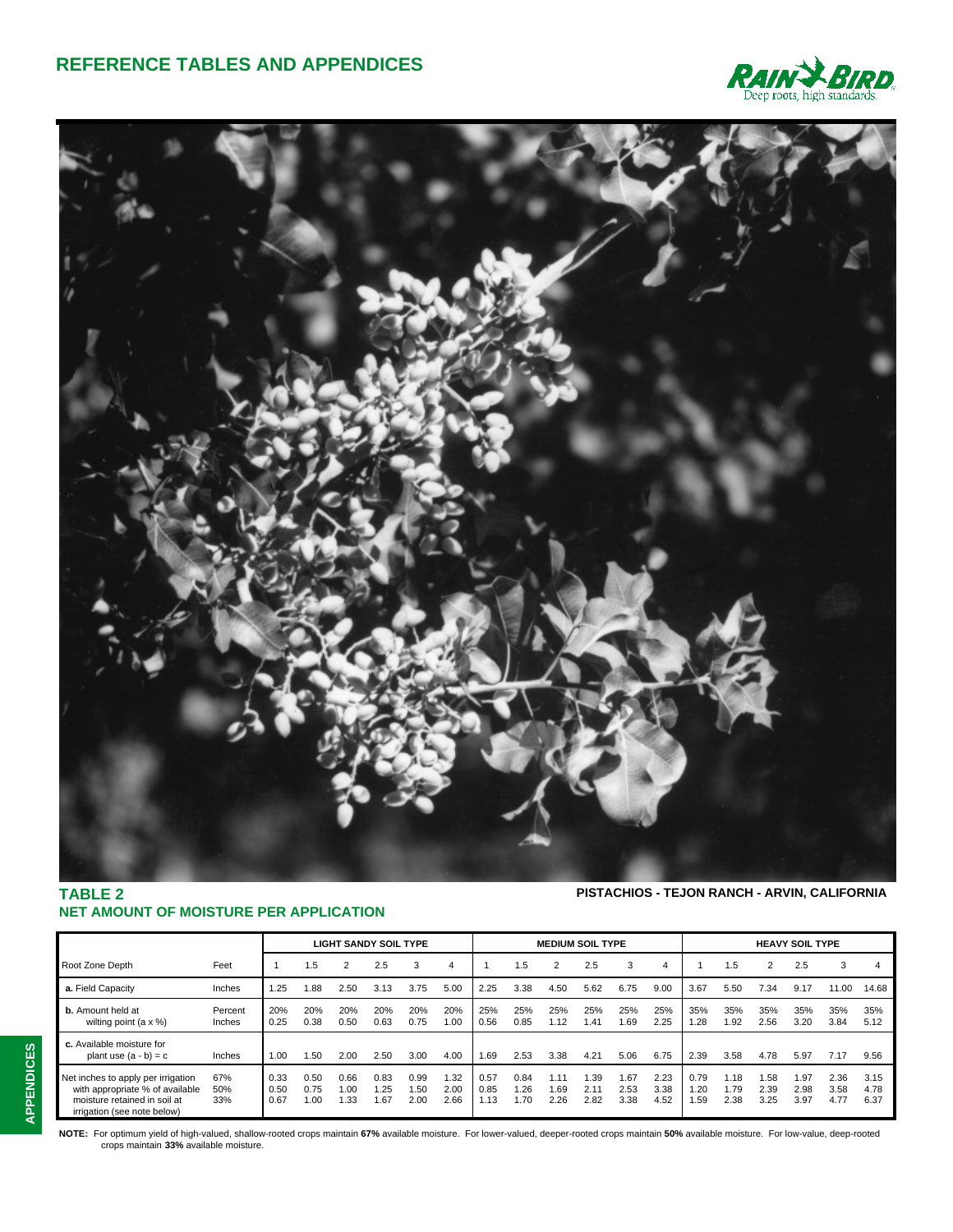## TABLE 2
## NET AMOUNT OF MOISTURE PER APPLICATION

**PISTACHIOS - TEJON RANCH - ARVIN, CALIFORNIA**

| | | LIGHT SANDY SOIL TYPE | | | | | | MEDIUM SOIL TYPE | | | | | | HEAVY SOIL TYPE | | | | | |
|---|---|---|---|---|---|---|---|---|---|---|---|---|---|---|---|---|---|---|---|
| Root Zone Depth | Feet | 1 | 1.5 | 2 | 2.5 | 3 | 4 | 1 | 1.5 | 2 | 2.5 | 3 | 4 | 1 | 1.5 | 2 | 2.5 | 3 | 4 |
| **a.** Field Capacity | Inches | 1.25 | 1.88 | 2.50 | 3.13 | 3.75 | 5.00 | 2.25 | 3.38 | 4.50 | 5.62 | 6.75 | 9.00 | 3.67 | 5.50 | 7.34 | 9.17 | 11.00 | 14.68 |
| **b.** Amount held at wilting point (a x %) | Percent<br>Inches | 20%<br>0.25 | 20%<br>0.38 | 20%<br>0.50 | 20%<br>0.63 | 20%<br>0.75 | 20%<br>1.00 | 25%<br>0.56 | 25%<br>0.85 | 25%<br>1.12 | 25%<br>1.41 | 25%<br>1.69 | 25%<br>2.25 | 35%<br>1.28 | 35%<br>1.92 | 35%<br>2.56 | 35%<br>3.20 | 35%<br>3.84 | 35%<br>5.12 |
| **c.** Available moisture for plant use (a - b) = c | Inches | 1.00 | 1.50 | 2.00 | 2.50 | 3.00 | 4.00 | 1.69 | 2.53 | 3.38 | 4.21 | 5.06 | 6.75 | 2.39 | 3.58 | 4.78 | 5.97 | 7.17 | 9.56 |
| Net inches to apply per irrigation with appropriate % of available moisture retained in soil at irrigation (see note below) | 67%<br>50%<br>33% | 0.33<br>0.50<br>0.67 | 0.50<br>0.75<br>1.00 | 0.66<br>1.00<br>1.33 | 0.83<br>1.25<br>1.67 | 0.99<br>1.50<br>2.00 | 1.32<br>2.00<br>2.66 | 0.57<br>0.85<br>1.13 | 0.84<br>1.26<br>1.70 | 1.11<br>1.69<br>2.26 | 1.39<br>2.11<br>2.82 | 1.67<br>2.53<br>3.38 | 2.23<br>3.38<br>4.52 | 0.79<br>1.20<br>1.59 | 1.18<br>1.79<br>2.38 | 1.58<br>2.39<br>3.25 | 1.97<br>2.98<br>3.97 | 2.36<br>3.58<br>4.77 | 3.15<br>4.78<br>6.37 |

**NOTE:** For optimum yield of high-valued, shallow-rooted crops maintain **67%** available moisture. For lower-valued, deeper-rooted crops maintain **50%** available moisture. For low-value, deep-rooted crops maintain **33%** available moisture.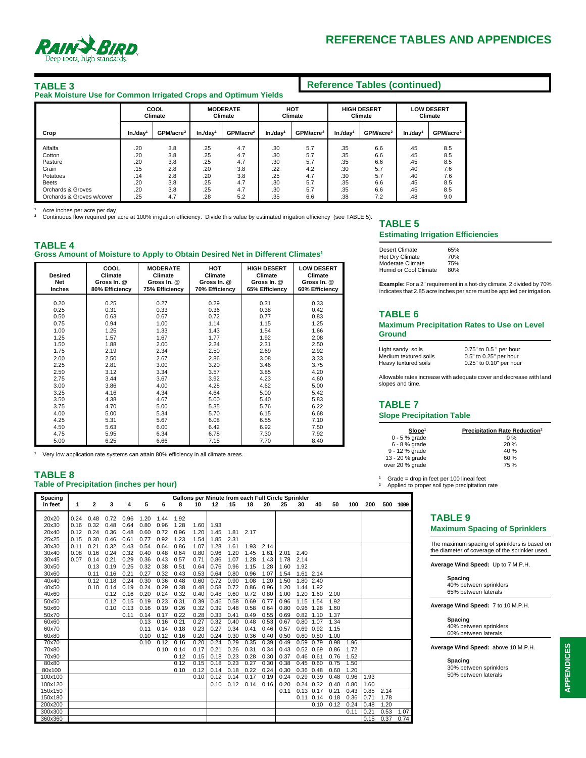# REFERENCE TABLES AND APPENDICES

## Reference Tables (continued)

### TABLE 3
**Peak Moisture Use for Common Irrigated Crops and Optimum Yields**

| Crop | COOL Climate | | MODERATE Climate | | HOT Climate | | HIGH DESERT Climate | | LOW DESERT Climate | |
|---|---|---|---|---|---|---|---|---|---|---|
| | In./day[1] | GPM/acre[2] | In./day[1] | GPM/acre[2] | In./day[1] | GPM/acre[2] | In./day[1] | GPM/acre[2] | In./day[1] | GPM/acre[2] |
| Alfalfa | .20 | 3.8 | .25 | 4.7 | .30 | 5.7 | .35 | 6.6 | .45 | 8.5 |
| Cotton | .20 | 3.8 | .25 | 4.7 | .30 | 5.7 | .35 | 6.6 | .45 | 8.5 |
| Pasture | .20 | 3.8 | .25 | 4.7 | .30 | 5.7 | .35 | 6.6 | .45 | 8.5 |
| Grain | .15 | 2.8 | .20 | 3.8 | .22 | 4.2 | .30 | 5.7 | .40 | 7.6 |
| Potatoes | .14 | 2.8 | .20 | 3.8 | .25 | 4.7 | .30 | 5.7 | .40 | 7.6 |
| Beets | .20 | 3.8 | .25 | 4.7 | .30 | 5.7 | .35 | 6.6 | .45 | 8.5 |
| Orchards & Groves | .20 | 3.8 | .25 | 4.7 | .30 | 5.7 | .35 | 6.6 | .45 | 8.5 |
| Orchards & Groves w/cover | .25 | 4.7 | .28 | 5.2 | .35 | 6.6 | .38 | 7.2 | .48 | 9.0 |

[1] Acre inches per acre per day
[2] Continuous flow required per acre at 100% irrigation efficiency. Divide this value by estimated irrigation efficiency (see TABLE 5).

### TABLE 4
**Gross Amount of Moisture to Apply to Obtain Desired Net in Different Climates[1]**

| Desired Net Inches | COOL Climate Gross In. @ 80% Efficiency | MODERATE Climate Gross In. @ 75% Efficiency | HOT Climate Gross In. @ 70% Efficiency | HIGH DESERT Climate Gross In. @ 65% Efficiency | LOW DESERT Climate Gross In. @ 60% Efficiency |
|---|---|---|---|---|---|
| 0.20 | 0.25 | 0.27 | 0.29 | 0.31 | 0.33 |
| 0.25 | 0.31 | 0.33 | 0.36 | 0.38 | 0.42 |
| 0.50 | 0.63 | 0.67 | 0.72 | 0.77 | 0.83 |
| 0.75 | 0.94 | 1.00 | 1.14 | 1.15 | 1.25 |
| 1.00 | 1.25 | 1.33 | 1.43 | 1.54 | 1.66 |
| 1.25 | 1.57 | 1.67 | 1.77 | 1.92 | 2.08 |
| 1.50 | 1.88 | 2.00 | 2.24 | 2.31 | 2.50 |
| 1.75 | 2.19 | 2.34 | 2.50 | 2.69 | 2.92 |
| 2.00 | 2.50 | 2.67 | 2.86 | 3.08 | 3.33 |
| 2.25 | 2.81 | 3.00 | 3.20 | 3.46 | 3.75 |
| 2.50 | 3.12 | 3.34 | 3.57 | 3.85 | 4.20 |
| 2.75 | 3.44 | 3.67 | 3.92 | 4.23 | 4.60 |
| 3.00 | 3.86 | 4.00 | 4.28 | 4.62 | 5.00 |
| 3.25 | 4.16 | 4.34 | 4.64 | 5.00 | 5.42 |
| 3.50 | 4.38 | 4.67 | 5.00 | 5.40 | 5.83 |
| 3.75 | 4.70 | 5.00 | 5.35 | 5.76 | 6.22 |
| 4.00 | 5.00 | 5.34 | 5.70 | 6.15 | 6.68 |
| 4.25 | 5.31 | 5.67 | 6.08 | 6.55 | 7.10 |
| 4.50 | 5.63 | 6.00 | 6.42 | 6.92 | 7.50 |
| 4.75 | 5.95 | 6.34 | 6.78 | 7.30 | 7.92 |
| 5.00 | 6.25 | 6.66 | 7.15 | 7.70 | 8.40 |

[1] Very low application rate systems can attain 80% efficiency in all climate areas.

### TABLE 5
**Estimating Irrigation Efficiencies**

| | |
|---|---|
| Desert Climate | 65% |
| Hot Dry Climate | 70% |
| Moderate Climate | 75% |
| Humid or Cool Climate | 80% |

**Example:** For a 2" requirement in a hot-dry climate, 2 divided by 70% indicates that 2.85 acre inches per acre must be applied per irrigation.

### TABLE 6
**Maximum Precipitation Rates to Use on Level Ground**

| | |
|---|---|
| Light sandy soils | 0.75" to 0.5 " per hour |
| Medium textured soils | 0.5" to 0.25" per hour |
| Heavy textured soils | 0.25" to 0.10" per hour |

Allowable rates increase with adequate cover and decrease with land slopes and time.

### TABLE 7
**Slope Precipitation Table**

| Slope[1] | Precipitation Rate Reduction[2] |
|---|---|
| 0 - 5 % grade | 0 % |
| 6 - 8 % grade | 20 % |
| 9 - 12 % grade | 40 % |
| 13 - 20 % grade | 60 % |
| over 20 % grade | 75 % |

[1] Grade = drop in feet per 100 lineal feet
[2] Applied to proper soil type precipitation rate

### TABLE 8
**Table of Precipitation (inches per hour)**

| Spacing in feet | Gallons per Minute from each Full Circle Sprinkler: 1 | 2 | 3 | 4 | 5 | 6 | 8 | 10 | 12 | 15 | 18 | 20 | 25 | 30 | 40 | 50 | 100 | 200 | 500 | 1000 |
|---|---|---|---|---|---|---|---|---|---|---|---|---|---|---|---|---|---|---|---|---|
| 20x20 | 0.24 | 0.48 | 0.72 | 0.96 | 1.20 | 1.44 | 1.92 | | | | | | | | | | | | | |
| 20x30 | 0.16 | 0.32 | 0.48 | 0.64 | 0.80 | 0.96 | 1.28 | 1.60 | 1.93 | | | | | | | | | | | |
| 20x40 | 0.12 | 0.24 | 0.36 | 0.48 | 0.60 | 0.72 | 0.96 | 1.20 | 1.45 | 1.81 | 2.17 | | | | | | | | | |
| 25x25 | 0.15 | 0.30 | 0.46 | 0.61 | 0.77 | 0.92 | 1.23 | 1.54 | 1.85 | 2.31 | | | | | | | | | | |
| 30x30 | 0.11 | 0.21 | 0.32 | 0.43 | 0.54 | 0.64 | 0.86 | 1.07 | 1.28 | 1.61 | 1.93 | 2.14 | | | | | | | | |
| 30x40 | 0.08 | 0.16 | 0.24 | 0.32 | 0.40 | 0.48 | 0.64 | 0.80 | 0.96 | 1.20 | 1.45 | 1.61 | 2.01 | 2.40 | | | | | | |
| 30x45 | 0.07 | 0.14 | 0.21 | 0.29 | 0.36 | 0.43 | 0.57 | 0.71 | 0.86 | 1.07 | 1.28 | 1.43 | 1.78 | 2.14 | | | | | | |
| 30x50 | | 0.13 | 0.19 | 0.25 | 0.32 | 0.38 | 0.51 | 0.64 | 0.76 | 0.96 | 1.15 | 1.28 | 1.60 | 1.92 | | | | | | |
| 30x60 | | 0.11 | 0.16 | 0.21 | 0.27 | 0.32 | 0.43 | 0.53 | 0.64 | 0.80 | 0.96 | 1.07 | 1.54 | 1.61 | 2.14 | | | | | |
| 40x40 | | 0.12 | 0.18 | 0.24 | 0.30 | 0.36 | 0.48 | 0.60 | 0.72 | 0.90 | 1.08 | 1.20 | 1.50 | 1.80 | 2.40 | | | | | |
| 40x50 | | 0.10 | 0.14 | 0.19 | 0.24 | 0.29 | 0.38 | 0.48 | 0.58 | 0.72 | 0.86 | 0.96 | 1.20 | 1.44 | 1.92 | | | | | |
| 40x60 | | | 0.12 | 0.16 | 0.20 | 0.24 | 0.32 | 0.40 | 0.48 | 0.60 | 0.72 | 0.80 | 1.00 | 1.20 | 1.60 | 2.00 | | | | |
| 50x50 | | | 0.12 | 0.15 | 0.19 | 0.23 | 0.31 | 0.39 | 0.46 | 0.58 | 0.69 | 0.77 | 0.96 | 1.15 | 1.54 | 1.92 | | | | |
| 50x60 | | | 0.10 | 0.13 | 0.16 | 0.19 | 0.26 | 0.32 | 0.39 | 0.48 | 0.58 | 0.64 | 0.80 | 0.96 | 1.28 | 1.60 | | | | |
| 50x70 | | | | 0.11 | 0.14 | 0.17 | 0.22 | 0.28 | 0.33 | 0.41 | 0.49 | 0.55 | 0.69 | 0.82 | 1.10 | 1.37 | | | | |
| 60x60 | | | | | 0.13 | 0.16 | 0.21 | 0.27 | 0.32 | 0.40 | 0.48 | 0.53 | 0.67 | 0.80 | 1.07 | 1.34 | | | | |
| 60x70 | | | | | 0.11 | 0.14 | 0.18 | 0.23 | 0.27 | 0.34 | 0.41 | 0.46 | 0.57 | 0.69 | 0.92 | 1.15 | | | | |
| 60x80 | | | | | 0.10 | 0.12 | 0.16 | 0.20 | 0.24 | 0.30 | 0.36 | 0.40 | 0.50 | 0.60 | 0.80 | 1.00 | | | | |
| 70x70 | | | | | 0.10 | 0.12 | 0.16 | 0.20 | 0.24 | 0.29 | 0.35 | 0.39 | 0.49 | 0.59 | 0.79 | 0.98 | 1.96 | | | |
| 70x80 | | | | | | 0.10 | 0.14 | 0.17 | 0.21 | 0.26 | 0.31 | 0.34 | 0.43 | 0.52 | 0.69 | 0.86 | 1.72 | | | |
| 70x90 | | | | | | | 0.12 | 0.15 | 0.18 | 0.23 | 0.28 | 0.30 | 0.37 | 0.46 | 0.61 | 0.76 | 1.52 | | | |
| 80x80 | | | | | | | 0.12 | 0.15 | 0.18 | 0.23 | 0.27 | 0.30 | 0.38 | 0.45 | 0.60 | 0.75 | 1.50 | | | |
| 80x100 | | | | | | | 0.10 | 0.12 | 0.14 | 0.18 | 0.22 | 0.24 | 0.30 | 0.36 | 0.48 | 0.60 | 1.20 | | | |
| 100x100 | | | | | | | | 0.10 | 0.12 | 0.14 | 0.17 | 0.19 | 0.24 | 0.29 | 0.39 | 0.48 | 0.96 | 1.93 | | |
| 100x120 | | | | | | | | | 0.10 | 0.12 | 0.14 | 0.16 | 0.20 | 0.24 | 0.32 | 0.40 | 0.80 | 1.60 | | |
| 150x150 | | | | | | | | | | | | | 0.11 | 0.13 | 0.17 | 0.21 | 0.43 | 0.85 | 2.14 | |
| 150x180 | | | | | | | | | | | | | | 0.11 | 0.14 | 0.18 | 0.36 | 0.71 | 1.78 | |
| 200x200 | | | | | | | | | | | | | | | 0.10 | 0.12 | 0.24 | 0.48 | 1.20 | |
| 300x300 | | | | | | | | | | | | | | | | | 0.11 | 0.21 | 0.53 | 1.07 |
| 360x360 | | | | | | | | | | | | | | | | | | 0.15 | 0.37 | 0.74 |

### TABLE 9
**Maximum Spacing of Sprinklers**

The maximum spacing of sprinklers is based on the diameter of coverage of the sprinkler used.

**Average Wind Speed:** Up to 7 M.P.H.

Spacing
40% between sprinklers
65% between laterals

**Average Wind Speed:** 7 to 10 M.P.H.

Spacing
40% between sprinklers
60% between laterals

**Average Wind Speed:** above 10 M.P.H.

Spacing
30% between sprinklers
50% between laterals